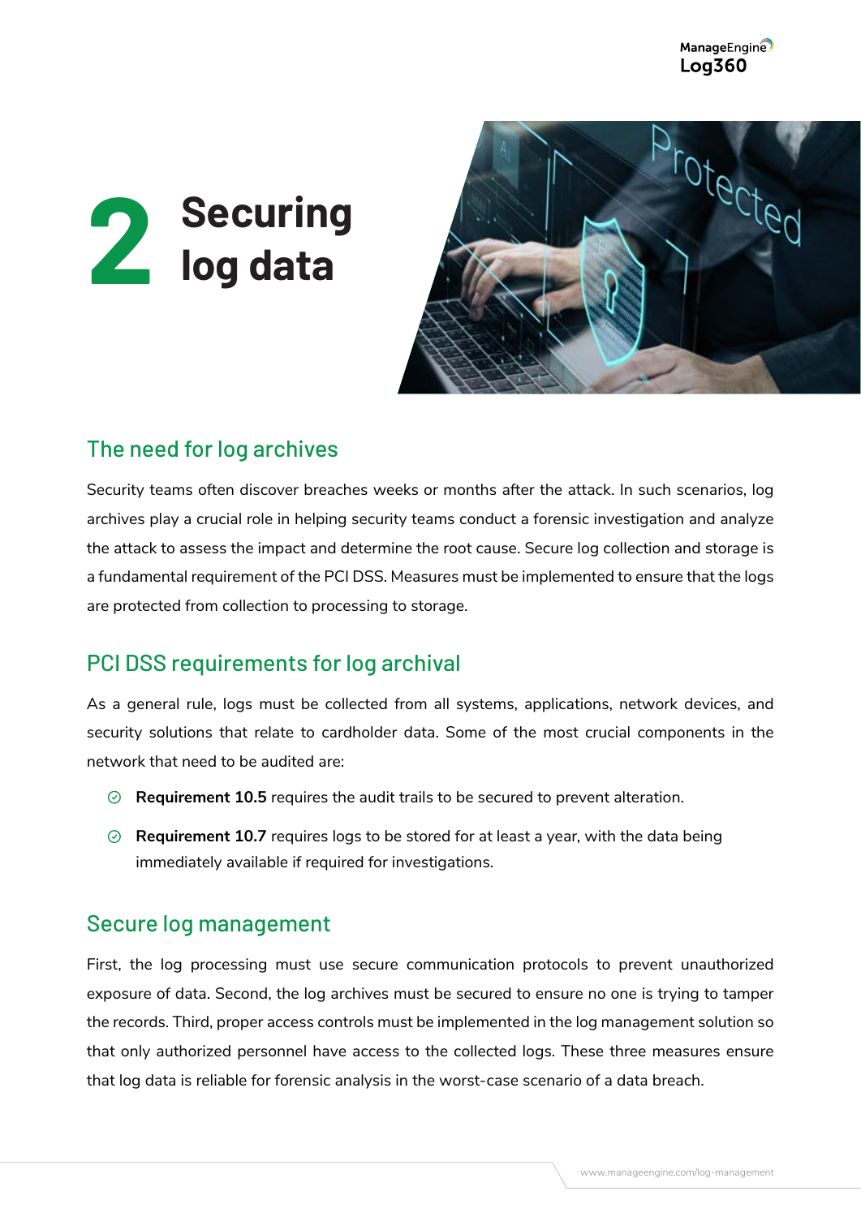# 2 Securing log data

## The need for log archives

Security teams often discover breaches weeks or months after the attack. In such scenarios, log archives play a crucial role in helping security teams conduct a forensic investigation and analyze the attack to assess the impact and determine the root cause. Secure log collection and storage is a fundamental requirement of the PCI DSS. Measures must be implemented to ensure that the logs are protected from collection to processing to storage.

## PCI DSS requirements for log archival

As a general rule, logs must be collected from all systems, applications, network devices, and security solutions that relate to cardholder data. Some of the most crucial components in the network that need to be audited are:

- **Requirement 10.5** requires the audit trails to be secured to prevent alteration.
- **Requirement 10.7** requires logs to be stored for at least a year, with the data being immediately available if required for investigations.

## Secure log management

First, the log processing must use secure communication protocols to prevent unauthorized exposure of data. Second, the log archives must be secured to ensure no one is trying to tamper the records. Third, proper access controls must be implemented in the log management solution so that only authorized personnel have access to the collected logs. These three measures ensure that log data is reliable for forensic analysis in the worst-case scenario of a data breach.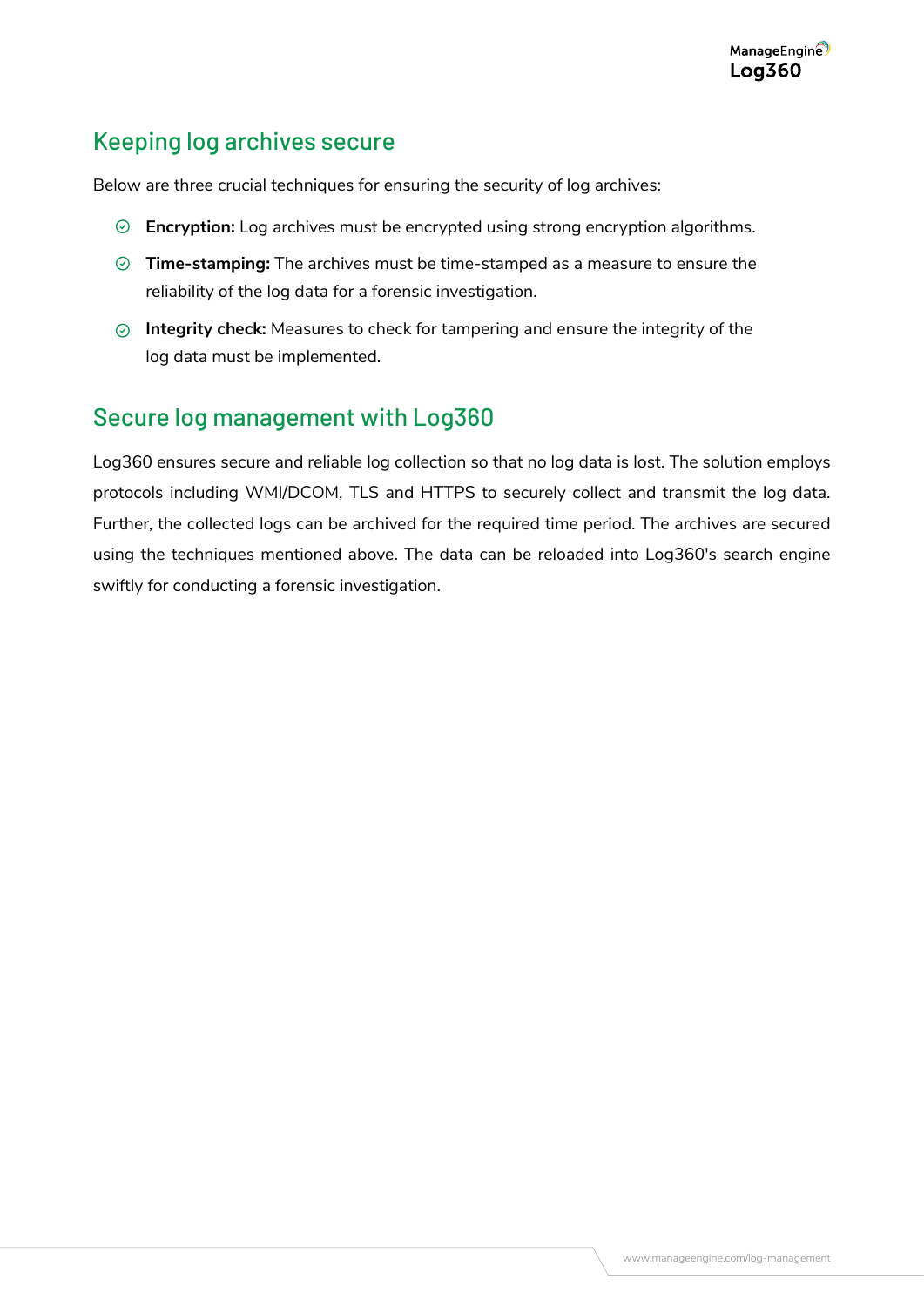## Keeping log archives secure

Below are three crucial techniques for ensuring the security of log archives:

- **Encryption:** Log archives must be encrypted using strong encryption algorithms.
- **Time-stamping:** The archives must be time-stamped as a measure to ensure the reliability of the log data for a forensic investigation.
- **Integrity check:** Measures to check for tampering and ensure the integrity of the log data must be implemented.

## Secure log management with Log360

Log360 ensures secure and reliable log collection so that no log data is lost. The solution employs protocols including WMI/DCOM, TLS and HTTPS to securely collect and transmit the log data. Further, the collected logs can be archived for the required time period. The archives are secured using the techniques mentioned above. The data can be reloaded into Log360's search engine swiftly for conducting a forensic investigation.